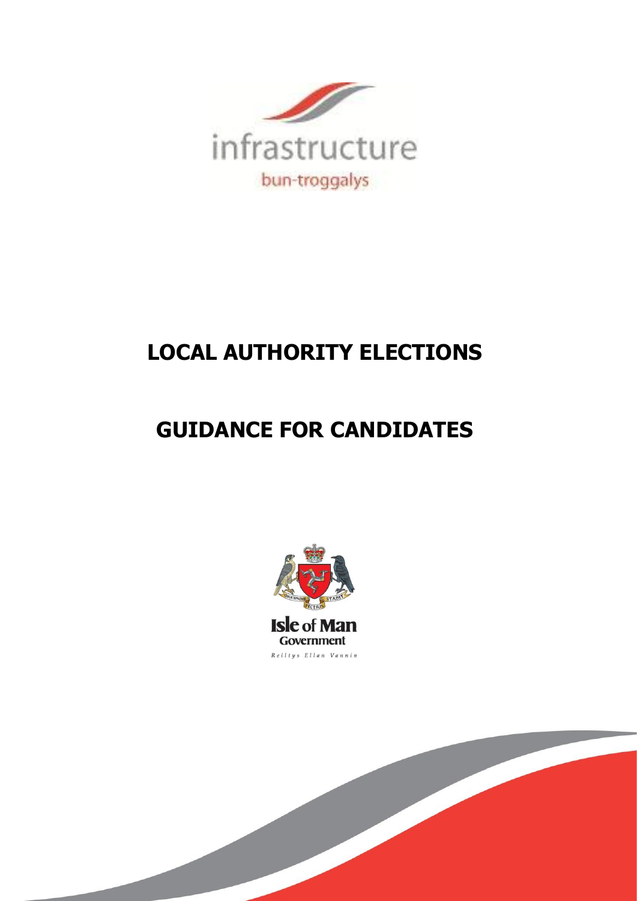infrastructure

bun-troggalys

# LOCAL AUTHORITY ELECTIONS

# GUIDANCE FOR CANDIDATES

Isle of Man Government

Reiltys Ellan Vannin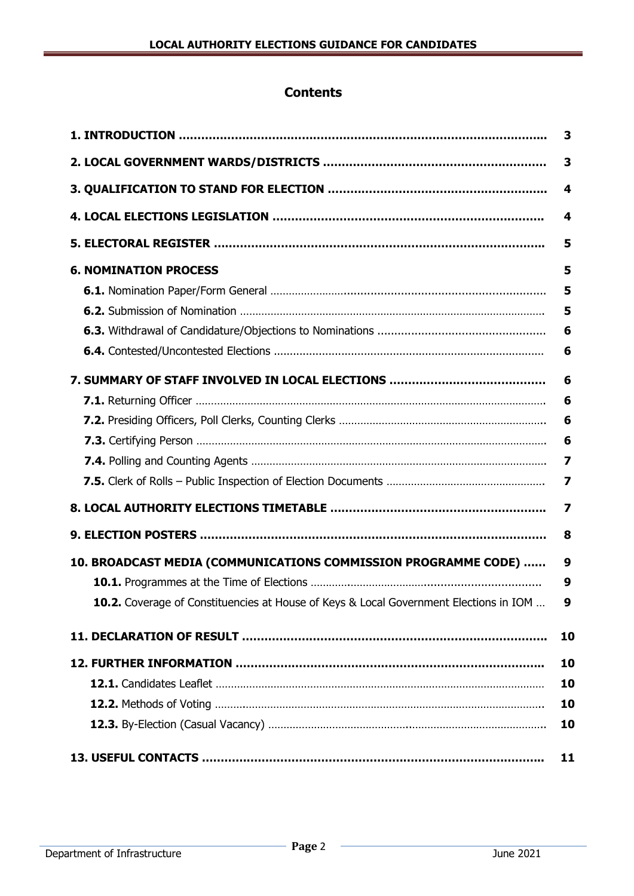## Contents

| | |
|---|---|
| **1. INTRODUCTION** | **3** |
| **2. LOCAL GOVERNMENT WARDS/DISTRICTS** | **3** |
| **3. QUALIFICATION TO STAND FOR ELECTION** | **4** |
| **4. LOCAL ELECTIONS LEGISLATION** | **4** |
| **5. ELECTORAL REGISTER** | **5** |
| **6. NOMINATION PROCESS** | **5** |
| **6.1.** Nomination Paper/Form General | **5** |
| **6.2.** Submission of Nomination | **5** |
| **6.3.** Withdrawal of Candidature/Objections to Nominations | **6** |
| **6.4.** Contested/Uncontested Elections | **6** |
| **7. SUMMARY OF STAFF INVOLVED IN LOCAL ELECTIONS** | **6** |
| **7.1.** Returning Officer | **6** |
| **7.2.** Presiding Officers, Poll Clerks, Counting Clerks | **6** |
| **7.3.** Certifying Person | **6** |
| **7.4.** Polling and Counting Agents | **7** |
| **7.5.** Clerk of Rolls – Public Inspection of Election Documents | **7** |
| **8. LOCAL AUTHORITY ELECTIONS TIMETABLE** | **7** |
| **9. ELECTION POSTERS** | **8** |
| **10. BROADCAST MEDIA (COMMUNICATIONS COMMISSION PROGRAMME CODE)** | **9** |
| **10.1.** Programmes at the Time of Elections | **9** |
| **10.2.** Coverage of Constituencies at House of Keys & Local Government Elections in IOM | **9** |
| **11. DECLARATION OF RESULT** | **10** |
| **12. FURTHER INFORMATION** | **10** |
| **12.1.** Candidates Leaflet | **10** |
| **12.2.** Methods of Voting | **10** |
| **12.3.** By-Election (Casual Vacancy) | **10** |
| **13. USEFUL CONTACTS** | **11** |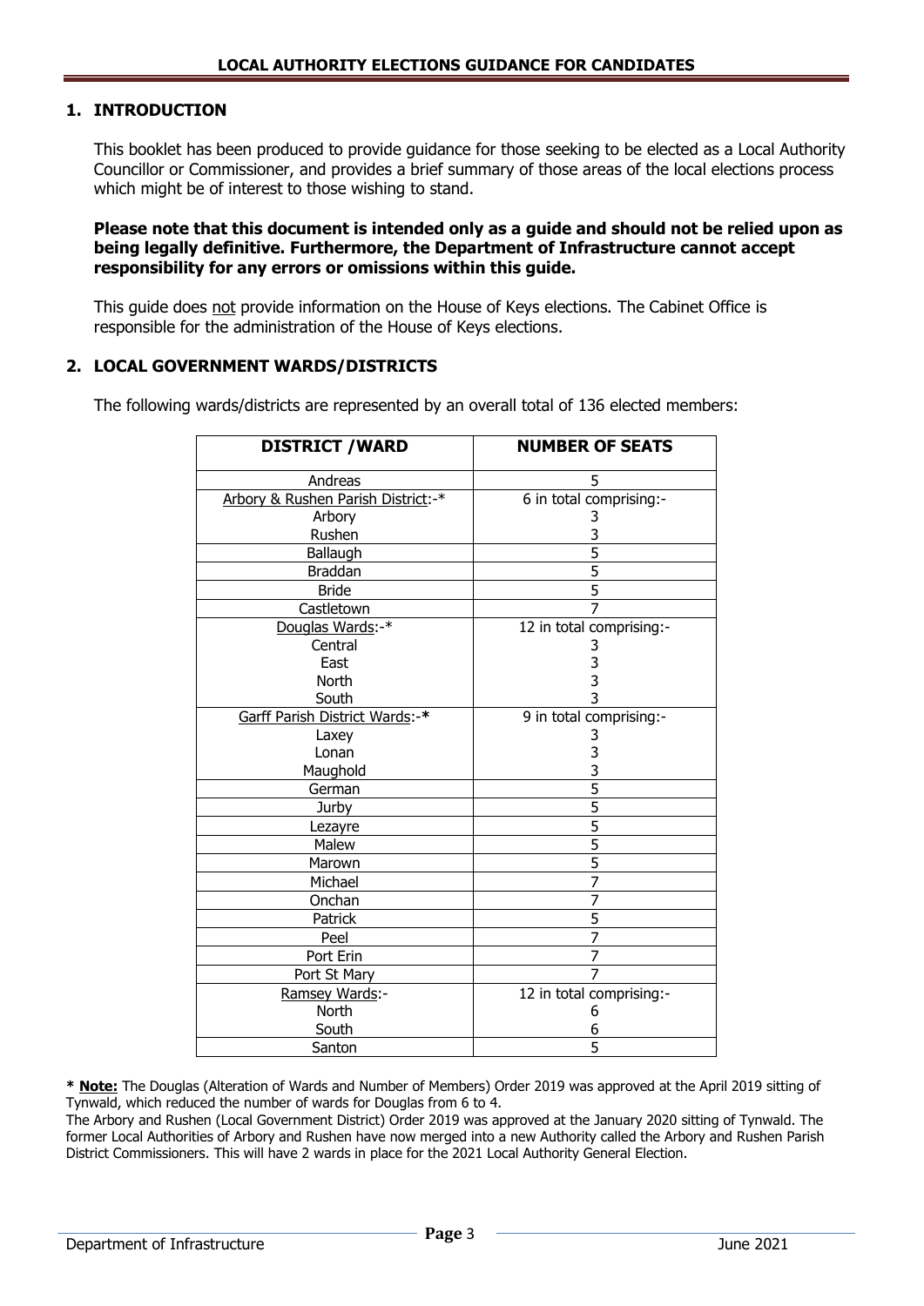## 1. INTRODUCTION

This booklet has been produced to provide guidance for those seeking to be elected as a Local Authority Councillor or Commissioner, and provides a brief summary of those areas of the local elections process which might be of interest to those wishing to stand.

**Please note that this document is intended only as a guide and should not be relied upon as being legally definitive. Furthermore, the Department of Infrastructure cannot accept responsibility for any errors or omissions within this guide.**

This guide does not provide information on the House of Keys elections. The Cabinet Office is responsible for the administration of the House of Keys elections.

## 2. LOCAL GOVERNMENT WARDS/DISTRICTS

The following wards/districts are represented by an overall total of 136 elected members:

| DISTRICT /WARD | NUMBER OF SEATS |
|---|---|
| Andreas | 5 |
| Arbory & Rushen Parish District:-* | 6 in total comprising:- |
| Arbory | 3 |
| Rushen | 3 |
| Ballaugh | 5 |
| Braddan | 5 |
| Bride | 5 |
| Castletown | 7 |
| Douglas Wards:-* | 12 in total comprising:- |
| Central | 3 |
| East | 3 |
| North | 3 |
| South | 3 |
| Garff Parish District Wards:-* | 9 in total comprising:- |
| Laxey | 3 |
| Lonan | 3 |
| Maughold | 3 |
| German | 5 |
| Jurby | 5 |
| Lezayre | 5 |
| Malew | 5 |
| Marown | 5 |
| Michael | 7 |
| Onchan | 7 |
| Patrick | 5 |
| Peel | 7 |
| Port Erin | 7 |
| Port St Mary | 7 |
| Ramsey Wards:- | 12 in total comprising:- |
| North | 6 |
| South | 6 |
| Santon | 5 |

* **Note:** The Douglas (Alteration of Wards and Number of Members) Order 2019 was approved at the April 2019 sitting of Tynwald, which reduced the number of wards for Douglas from 6 to 4.

The Arbory and Rushen (Local Government District) Order 2019 was approved at the January 2020 sitting of Tynwald. The former Local Authorities of Arbory and Rushen have now merged into a new Authority called the Arbory and Rushen Parish District Commissioners. This will have 2 wards in place for the 2021 Local Authority General Election.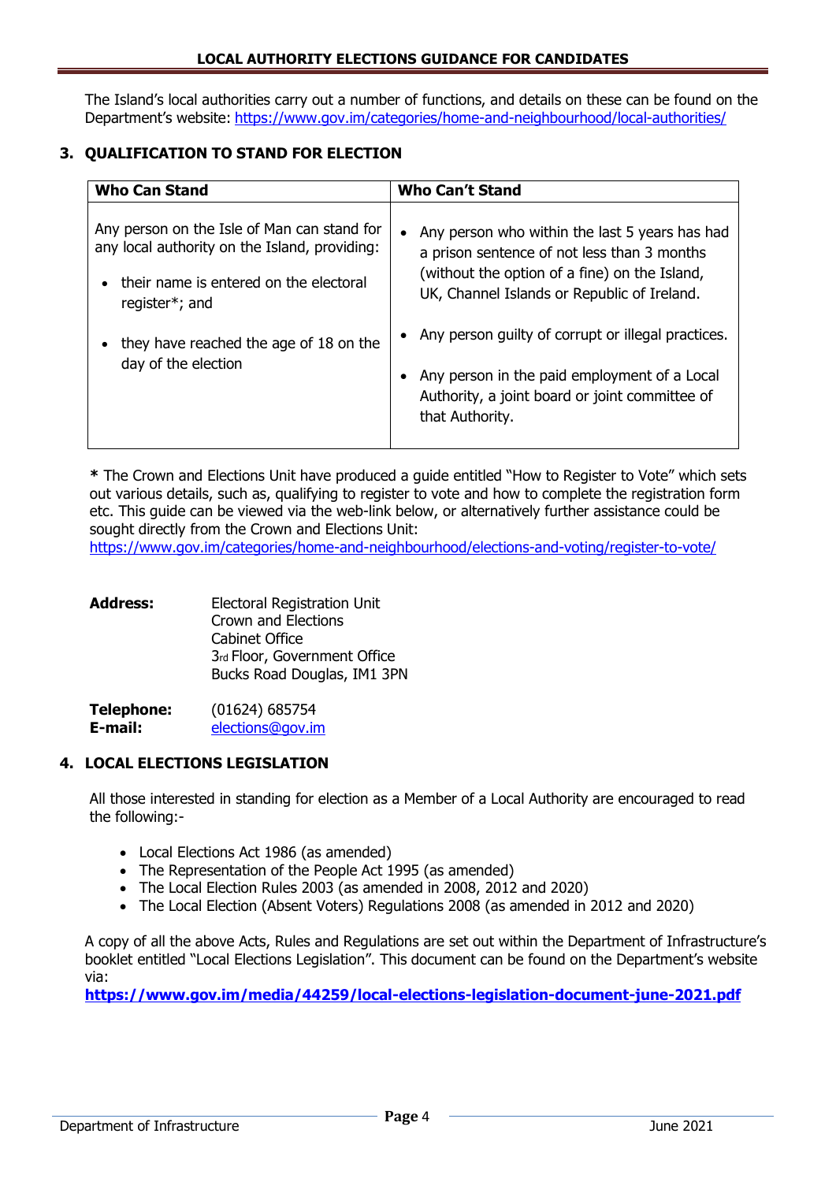The Island's local authorities carry out a number of functions, and details on these can be found on the Department's website: https://www.gov.im/categories/home-and-neighbourhood/local-authorities/

## 3. QUALIFICATION TO STAND FOR ELECTION

| Who Can Stand | Who Can't Stand |
| --- | --- |
| Any person on the Isle of Man can stand for any local authority on the Island, providing:<br>• their name is entered on the electoral register*; and<br>• they have reached the age of 18 on the day of the election | • Any person who within the last 5 years has had a prison sentence of not less than 3 months (without the option of a fine) on the Island, UK, Channel Islands or Republic of Ireland.<br>• Any person guilty of corrupt or illegal practices.<br>• Any person in the paid employment of a Local Authority, a joint board or joint committee of that Authority. |

**\*** The Crown and Elections Unit have produced a guide entitled "How to Register to Vote" which sets out various details, such as, qualifying to register to vote and how to complete the registration form etc. This guide can be viewed via the web-link below, or alternatively further assistance could be sought directly from the Crown and Elections Unit:
https://www.gov.im/categories/home-and-neighbourhood/elections-and-voting/register-to-vote/

**Address:**
Electoral Registration Unit
Crown and Elections
Cabinet Office
3rd Floor, Government Office
Bucks Road Douglas, IM1 3PN

**Telephone:** (01624) 685754
**E-mail:** elections@gov.im

## 4. LOCAL ELECTIONS LEGISLATION

All those interested in standing for election as a Member of a Local Authority are encouraged to read the following:-

- Local Elections Act 1986 (as amended)
- The Representation of the People Act 1995 (as amended)
- The Local Election Rules 2003 (as amended in 2008, 2012 and 2020)
- The Local Election (Absent Voters) Regulations 2008 (as amended in 2012 and 2020)

A copy of all the above Acts, Rules and Regulations are set out within the Department of Infrastructure's booklet entitled "Local Elections Legislation". This document can be found on the Department's website via:
**https://www.gov.im/media/44259/local-elections-legislation-document-june-2021.pdf**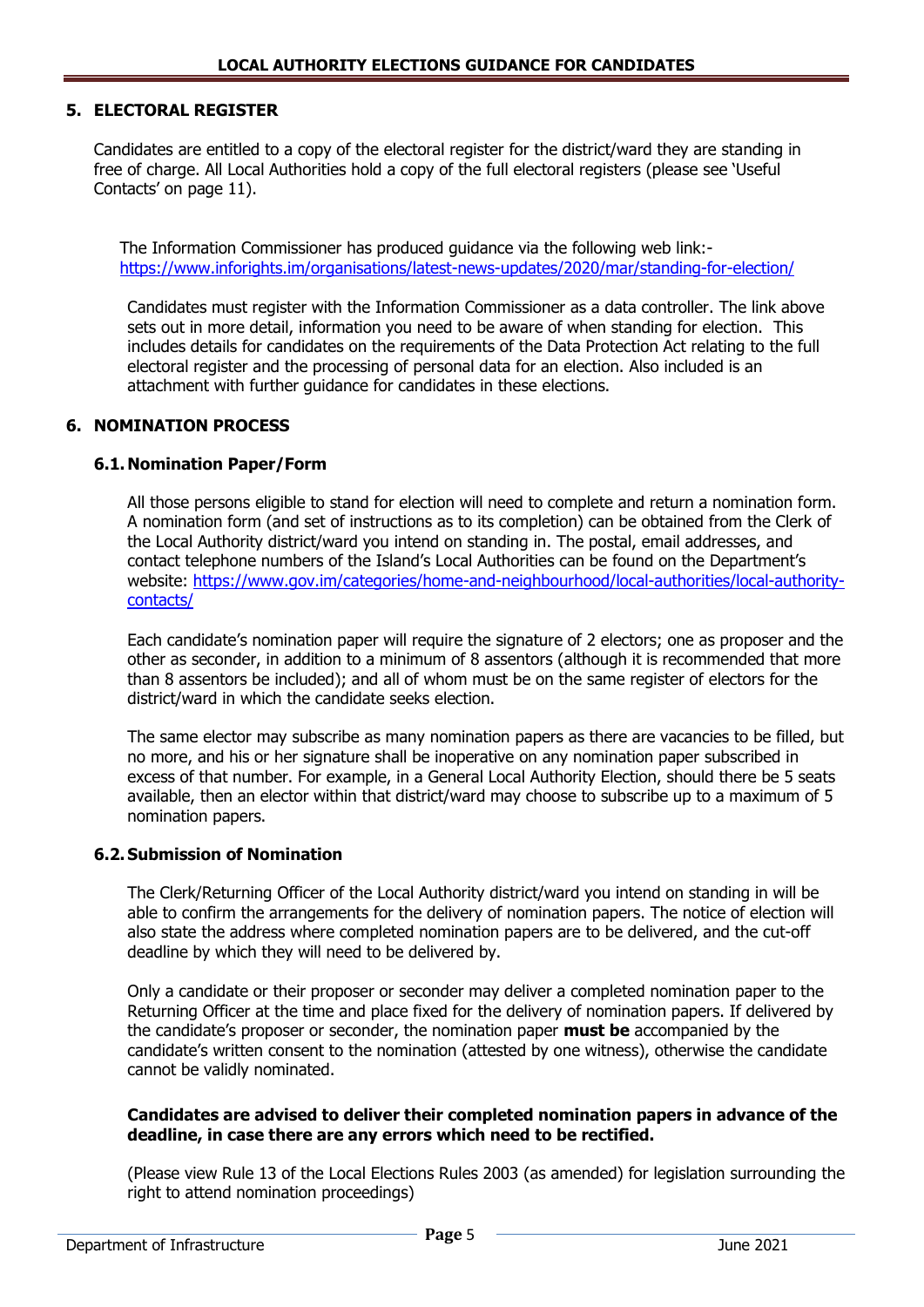## 5. ELECTORAL REGISTER

Candidates are entitled to a copy of the electoral register for the district/ward they are standing in free of charge. All Local Authorities hold a copy of the full electoral registers (please see 'Useful Contacts' on page 11).

The Information Commissioner has produced guidance via the following web link:- https://www.inforights.im/organisations/latest-news-updates/2020/mar/standing-for-election/

Candidates must register with the Information Commissioner as a data controller. The link above sets out in more detail, information you need to be aware of when standing for election. This includes details for candidates on the requirements of the Data Protection Act relating to the full electoral register and the processing of personal data for an election. Also included is an attachment with further guidance for candidates in these elections.

## 6. NOMINATION PROCESS

### 6.1. Nomination Paper/Form

All those persons eligible to stand for election will need to complete and return a nomination form. A nomination form (and set of instructions as to its completion) can be obtained from the Clerk of the Local Authority district/ward you intend on standing in. The postal, email addresses, and contact telephone numbers of the Island's Local Authorities can be found on the Department's website: https://www.gov.im/categories/home-and-neighbourhood/local-authorities/local-authority-contacts/

Each candidate's nomination paper will require the signature of 2 electors; one as proposer and the other as seconder, in addition to a minimum of 8 assentors (although it is recommended that more than 8 assentors be included); and all of whom must be on the same register of electors for the district/ward in which the candidate seeks election.

The same elector may subscribe as many nomination papers as there are vacancies to be filled, but no more, and his or her signature shall be inoperative on any nomination paper subscribed in excess of that number. For example, in a General Local Authority Election, should there be 5 seats available, then an elector within that district/ward may choose to subscribe up to a maximum of 5 nomination papers.

### 6.2. Submission of Nomination

The Clerk/Returning Officer of the Local Authority district/ward you intend on standing in will be able to confirm the arrangements for the delivery of nomination papers. The notice of election will also state the address where completed nomination papers are to be delivered, and the cut-off deadline by which they will need to be delivered by.

Only a candidate or their proposer or seconder may deliver a completed nomination paper to the Returning Officer at the time and place fixed for the delivery of nomination papers. If delivered by the candidate's proposer or seconder, the nomination paper **must be** accompanied by the candidate's written consent to the nomination (attested by one witness), otherwise the candidate cannot be validly nominated.

**Candidates are advised to deliver their completed nomination papers in advance of the deadline, in case there are any errors which need to be rectified.**

(Please view Rule 13 of the Local Elections Rules 2003 (as amended) for legislation surrounding the right to attend nomination proceedings)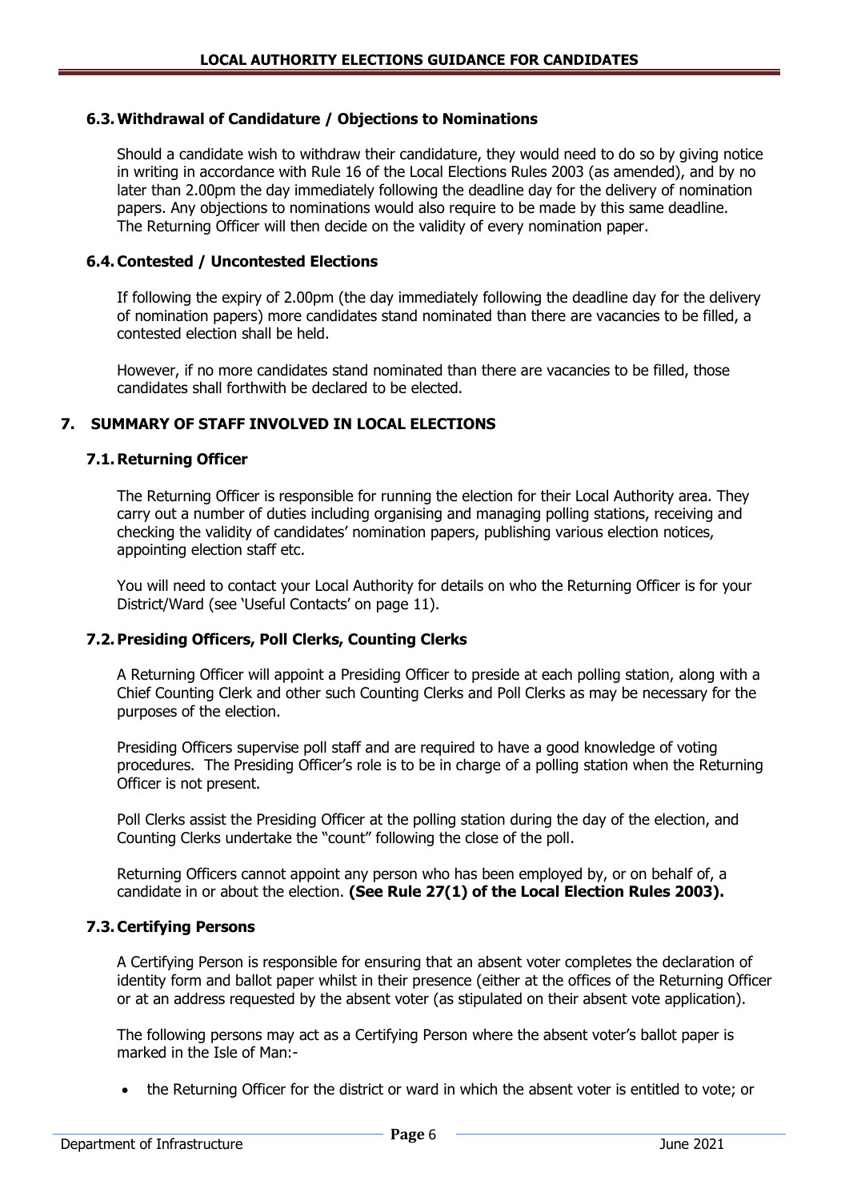### 6.3. Withdrawal of Candidature / Objections to Nominations

Should a candidate wish to withdraw their candidature, they would need to do so by giving notice in writing in accordance with Rule 16 of the Local Elections Rules 2003 (as amended), and by no later than 2.00pm the day immediately following the deadline day for the delivery of nomination papers. Any objections to nominations would also require to be made by this same deadline. The Returning Officer will then decide on the validity of every nomination paper.

### 6.4. Contested / Uncontested Elections

If following the expiry of 2.00pm (the day immediately following the deadline day for the delivery of nomination papers) more candidates stand nominated than there are vacancies to be filled, a contested election shall be held.

However, if no more candidates stand nominated than there are vacancies to be filled, those candidates shall forthwith be declared to be elected.

## 7. SUMMARY OF STAFF INVOLVED IN LOCAL ELECTIONS

### 7.1. Returning Officer

The Returning Officer is responsible for running the election for their Local Authority area. They carry out a number of duties including organising and managing polling stations, receiving and checking the validity of candidates' nomination papers, publishing various election notices, appointing election staff etc.

You will need to contact your Local Authority for details on who the Returning Officer is for your District/Ward (see 'Useful Contacts' on page 11).

### 7.2. Presiding Officers, Poll Clerks, Counting Clerks

A Returning Officer will appoint a Presiding Officer to preside at each polling station, along with a Chief Counting Clerk and other such Counting Clerks and Poll Clerks as may be necessary for the purposes of the election.

Presiding Officers supervise poll staff and are required to have a good knowledge of voting procedures. The Presiding Officer's role is to be in charge of a polling station when the Returning Officer is not present.

Poll Clerks assist the Presiding Officer at the polling station during the day of the election, and Counting Clerks undertake the "count" following the close of the poll.

Returning Officers cannot appoint any person who has been employed by, or on behalf of, a candidate in or about the election. **(See Rule 27(1) of the Local Election Rules 2003).**

### 7.3. Certifying Persons

A Certifying Person is responsible for ensuring that an absent voter completes the declaration of identity form and ballot paper whilst in their presence (either at the offices of the Returning Officer or at an address requested by the absent voter (as stipulated on their absent vote application).

The following persons may act as a Certifying Person where the absent voter's ballot paper is marked in the Isle of Man:-

- the Returning Officer for the district or ward in which the absent voter is entitled to vote; or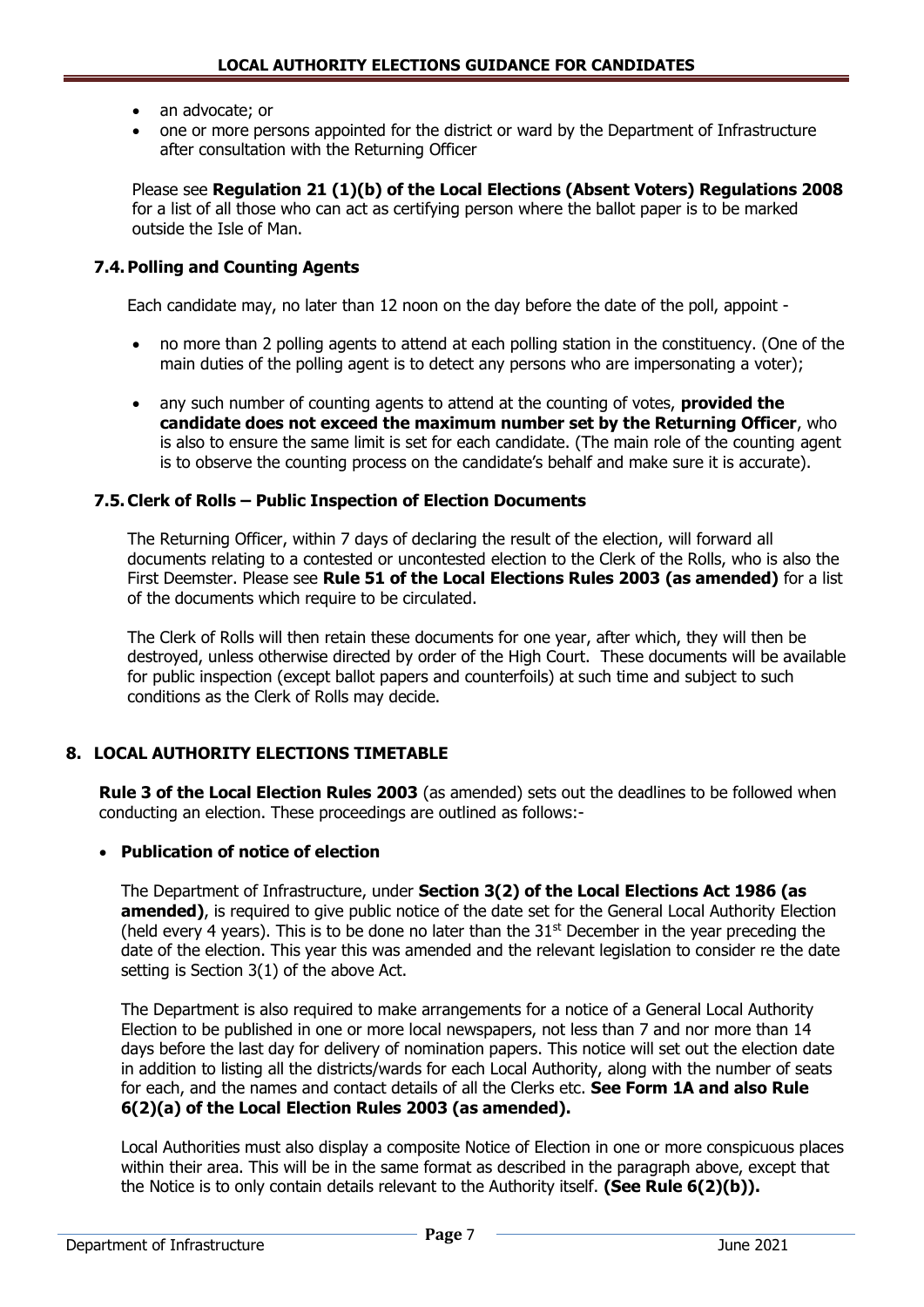- an advocate; or
- one or more persons appointed for the district or ward by the Department of Infrastructure after consultation with the Returning Officer

Please see **Regulation 21 (1)(b) of the Local Elections (Absent Voters) Regulations 2008** for a list of all those who can act as certifying person where the ballot paper is to be marked outside the Isle of Man.

### 7.4. Polling and Counting Agents

Each candidate may, no later than 12 noon on the day before the date of the poll, appoint -

- no more than 2 polling agents to attend at each polling station in the constituency. (One of the main duties of the polling agent is to detect any persons who are impersonating a voter);
- any such number of counting agents to attend at the counting of votes, **provided the candidate does not exceed the maximum number set by the Returning Officer**, who is also to ensure the same limit is set for each candidate. (The main role of the counting agent is to observe the counting process on the candidate's behalf and make sure it is accurate).

### 7.5. Clerk of Rolls – Public Inspection of Election Documents

The Returning Officer, within 7 days of declaring the result of the election, will forward all documents relating to a contested or uncontested election to the Clerk of the Rolls, who is also the First Deemster. Please see **Rule 51 of the Local Elections Rules 2003 (as amended)** for a list of the documents which require to be circulated.

The Clerk of Rolls will then retain these documents for one year, after which, they will then be destroyed, unless otherwise directed by order of the High Court. These documents will be available for public inspection (except ballot papers and counterfoils) at such time and subject to such conditions as the Clerk of Rolls may decide.

## 8. LOCAL AUTHORITY ELECTIONS TIMETABLE

**Rule 3 of the Local Election Rules 2003** (as amended) sets out the deadlines to be followed when conducting an election. These proceedings are outlined as follows:-

- **Publication of notice of election**

The Department of Infrastructure, under **Section 3(2) of the Local Elections Act 1986 (as amended)**, is required to give public notice of the date set for the General Local Authority Election (held every 4 years). This is to be done no later than the 31st December in the year preceding the date of the election. This year this was amended and the relevant legislation to consider re the date setting is Section 3(1) of the above Act.

The Department is also required to make arrangements for a notice of a General Local Authority Election to be published in one or more local newspapers, not less than 7 and nor more than 14 days before the last day for delivery of nomination papers. This notice will set out the election date in addition to listing all the districts/wards for each Local Authority, along with the number of seats for each, and the names and contact details of all the Clerks etc. **See Form 1A and also Rule 6(2)(a) of the Local Election Rules 2003 (as amended).**

Local Authorities must also display a composite Notice of Election in one or more conspicuous places within their area. This will be in the same format as described in the paragraph above, except that the Notice is to only contain details relevant to the Authority itself. **(See Rule 6(2)(b)).**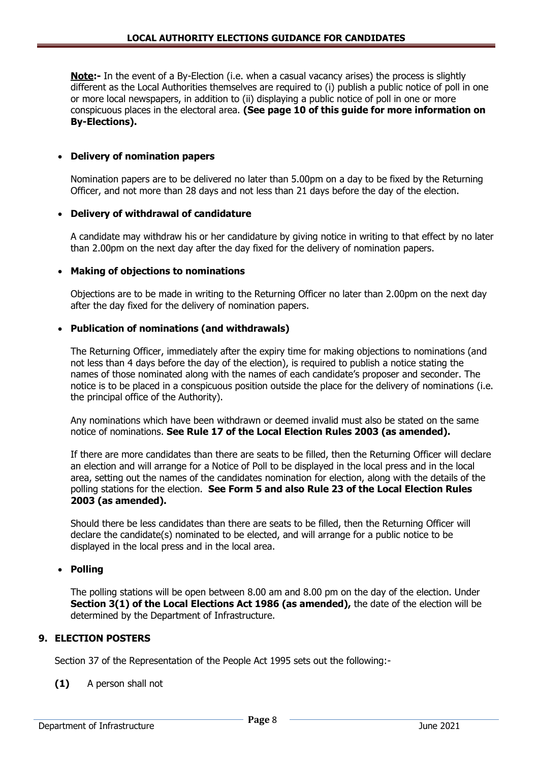**Note:-** In the event of a By-Election (i.e. when a casual vacancy arises) the process is slightly different as the Local Authorities themselves are required to (i) publish a public notice of poll in one or more local newspapers, in addition to (ii) displaying a public notice of poll in one or more conspicuous places in the electoral area. **(See page 10 of this guide for more information on By-Elections).**

- **Delivery of nomination papers**

  Nomination papers are to be delivered no later than 5.00pm on a day to be fixed by the Returning Officer, and not more than 28 days and not less than 21 days before the day of the election.

- **Delivery of withdrawal of candidature**

  A candidate may withdraw his or her candidature by giving notice in writing to that effect by no later than 2.00pm on the next day after the day fixed for the delivery of nomination papers.

- **Making of objections to nominations**

  Objections are to be made in writing to the Returning Officer no later than 2.00pm on the next day after the day fixed for the delivery of nomination papers.

- **Publication of nominations (and withdrawals)**

  The Returning Officer, immediately after the expiry time for making objections to nominations (and not less than 4 days before the day of the election), is required to publish a notice stating the names of those nominated along with the names of each candidate's proposer and seconder. The notice is to be placed in a conspicuous position outside the place for the delivery of nominations (i.e. the principal office of the Authority).

  Any nominations which have been withdrawn or deemed invalid must also be stated on the same notice of nominations. **See Rule 17 of the Local Election Rules 2003 (as amended).**

  If there are more candidates than there are seats to be filled, then the Returning Officer will declare an election and will arrange for a Notice of Poll to be displayed in the local press and in the local area, setting out the names of the candidates nomination for election, along with the details of the polling stations for the election. **See Form 5 and also Rule 23 of the Local Election Rules 2003 (as amended).**

  Should there be less candidates than there are seats to be filled, then the Returning Officer will declare the candidate(s) nominated to be elected, and will arrange for a public notice to be displayed in the local press and in the local area.

- **Polling**

  The polling stations will be open between 8.00 am and 8.00 pm on the day of the election. Under **Section 3(1) of the Local Elections Act 1986 (as amended),** the date of the election will be determined by the Department of Infrastructure.

## 9. ELECTION POSTERS

Section 37 of the Representation of the People Act 1995 sets out the following:-

**(1)** A person shall not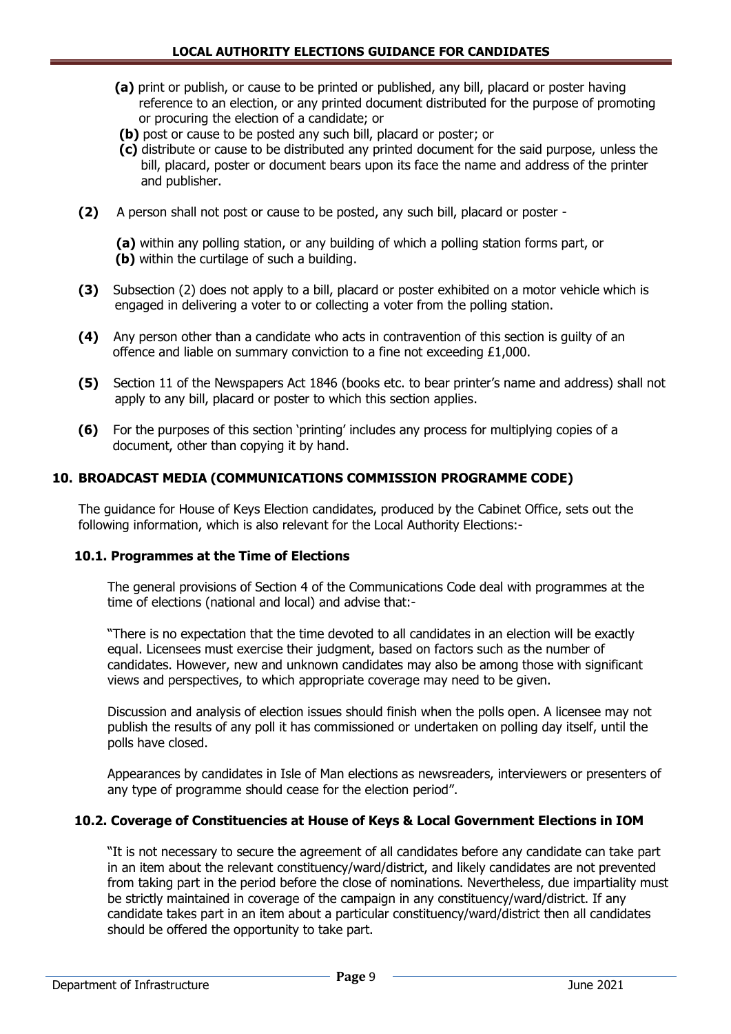- **(a)** print or publish, or cause to be printed or published, any bill, placard or poster having reference to an election, or any printed document distributed for the purpose of promoting or procuring the election of a candidate; or
- **(b)** post or cause to be posted any such bill, placard or poster; or
- **(c)** distribute or cause to be distributed any printed document for the said purpose, unless the bill, placard, poster or document bears upon its face the name and address of the printer and publisher.

**(2)** A person shall not post or cause to be posted, any such bill, placard or poster -

- **(a)** within any polling station, or any building of which a polling station forms part, or
- **(b)** within the curtilage of such a building.

**(3)** Subsection (2) does not apply to a bill, placard or poster exhibited on a motor vehicle which is engaged in delivering a voter to or collecting a voter from the polling station.

**(4)** Any person other than a candidate who acts in contravention of this section is guilty of an offence and liable on summary conviction to a fine not exceeding £1,000.

**(5)** Section 11 of the Newspapers Act 1846 (books etc. to bear printer's name and address) shall not apply to any bill, placard or poster to which this section applies.

**(6)** For the purposes of this section 'printing' includes any process for multiplying copies of a document, other than copying it by hand.

## 10. BROADCAST MEDIA (COMMUNICATIONS COMMISSION PROGRAMME CODE)

The guidance for House of Keys Election candidates, produced by the Cabinet Office, sets out the following information, which is also relevant for the Local Authority Elections:-

### 10.1. Programmes at the Time of Elections

The general provisions of Section 4 of the Communications Code deal with programmes at the time of elections (national and local) and advise that:-

"There is no expectation that the time devoted to all candidates in an election will be exactly equal. Licensees must exercise their judgment, based on factors such as the number of candidates. However, new and unknown candidates may also be among those with significant views and perspectives, to which appropriate coverage may need to be given.

Discussion and analysis of election issues should finish when the polls open. A licensee may not publish the results of any poll it has commissioned or undertaken on polling day itself, until the polls have closed.

Appearances by candidates in Isle of Man elections as newsreaders, interviewers or presenters of any type of programme should cease for the election period".

### 10.2. Coverage of Constituencies at House of Keys & Local Government Elections in IOM

"It is not necessary to secure the agreement of all candidates before any candidate can take part in an item about the relevant constituency/ward/district, and likely candidates are not prevented from taking part in the period before the close of nominations. Nevertheless, due impartiality must be strictly maintained in coverage of the campaign in any constituency/ward/district. If any candidate takes part in an item about a particular constituency/ward/district then all candidates should be offered the opportunity to take part.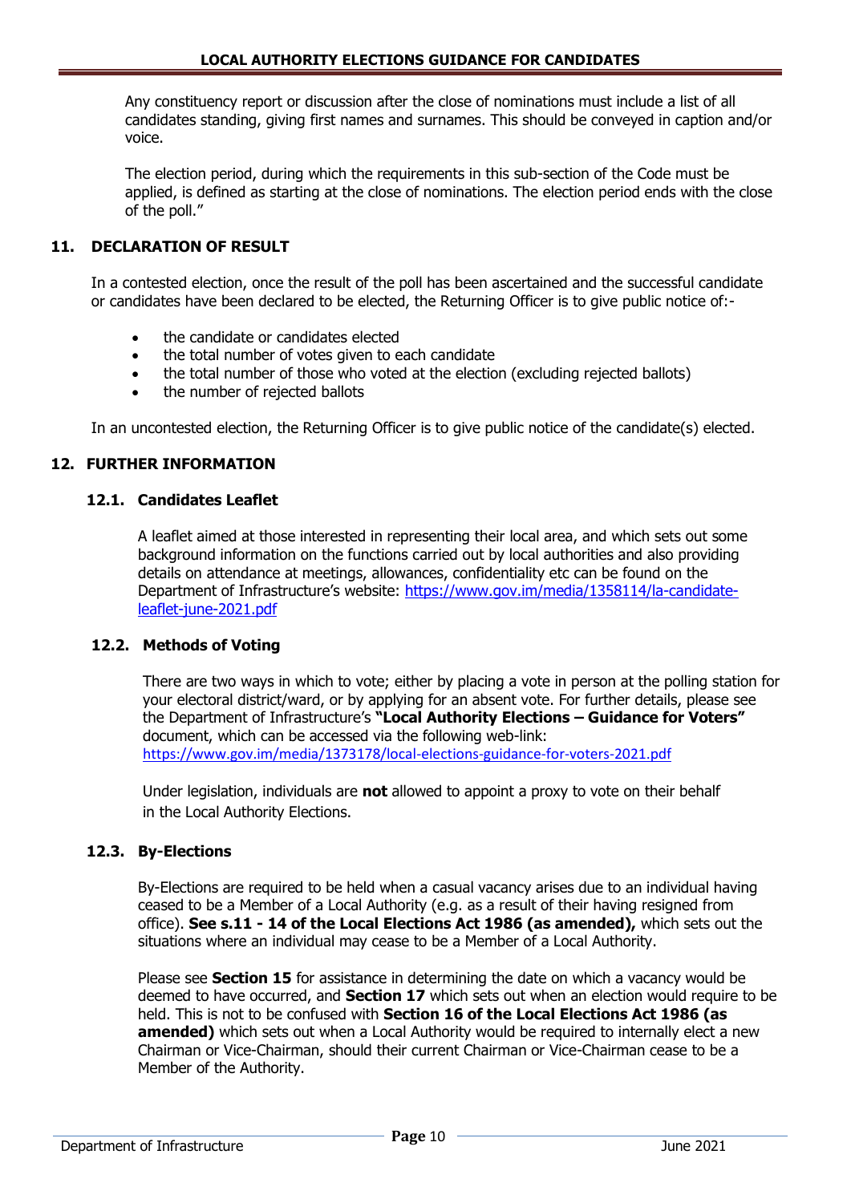Any constituency report or discussion after the close of nominations must include a list of all candidates standing, giving first names and surnames. This should be conveyed in caption and/or voice.

The election period, during which the requirements in this sub-section of the Code must be applied, is defined as starting at the close of nominations. The election period ends with the close of the poll."

## 11. DECLARATION OF RESULT

In a contested election, once the result of the poll has been ascertained and the successful candidate or candidates have been declared to be elected, the Returning Officer is to give public notice of:-

- the candidate or candidates elected
- the total number of votes given to each candidate
- the total number of those who voted at the election (excluding rejected ballots)
- the number of rejected ballots

In an uncontested election, the Returning Officer is to give public notice of the candidate(s) elected.

## 12. FURTHER INFORMATION

### 12.1. Candidates Leaflet

A leaflet aimed at those interested in representing their local area, and which sets out some background information on the functions carried out by local authorities and also providing details on attendance at meetings, allowances, confidentiality etc can be found on the Department of Infrastructure's website: https://www.gov.im/media/1358114/la-candidate-leaflet-june-2021.pdf

### 12.2. Methods of Voting

There are two ways in which to vote; either by placing a vote in person at the polling station for your electoral district/ward, or by applying for an absent vote. For further details, please see the Department of Infrastructure's **"Local Authority Elections – Guidance for Voters"** document, which can be accessed via the following web-link: https://www.gov.im/media/1373178/local-elections-guidance-for-voters-2021.pdf

Under legislation, individuals are **not** allowed to appoint a proxy to vote on their behalf in the Local Authority Elections.

### 12.3. By-Elections

By-Elections are required to be held when a casual vacancy arises due to an individual having ceased to be a Member of a Local Authority (e.g. as a result of their having resigned from office). **See s.11 - 14 of the Local Elections Act 1986 (as amended),** which sets out the situations where an individual may cease to be a Member of a Local Authority.

Please see **Section 15** for assistance in determining the date on which a vacancy would be deemed to have occurred, and **Section 17** which sets out when an election would require to be held. This is not to be confused with **Section 16 of the Local Elections Act 1986 (as amended)** which sets out when a Local Authority would be required to internally elect a new Chairman or Vice-Chairman, should their current Chairman or Vice-Chairman cease to be a Member of the Authority.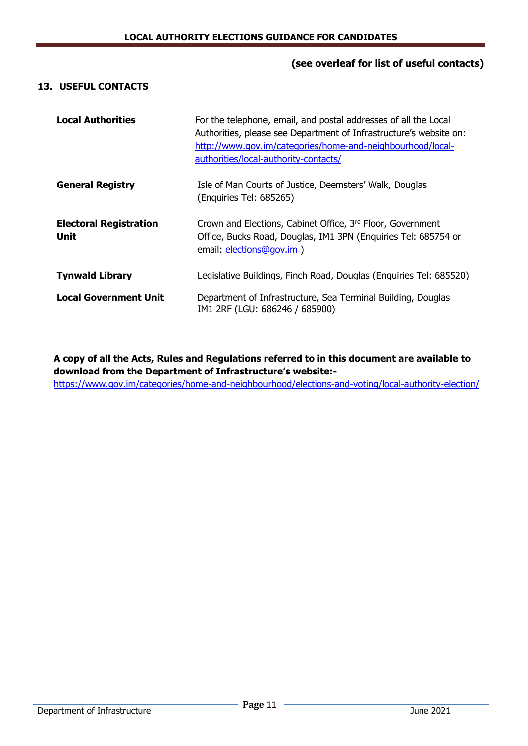**(see overleaf for list of useful contacts)**

## 13. USEFUL CONTACTS

| | |
|---|---|
| **Local Authorities** | For the telephone, email, and postal addresses of all the Local Authorities, please see Department of Infrastructure's website on: http://www.gov.im/categories/home-and-neighbourhood/local-authorities/local-authority-contacts/ |
| **General Registry** | Isle of Man Courts of Justice, Deemsters' Walk, Douglas (Enquiries Tel: 685265) |
| **Electoral Registration Unit** | Crown and Elections, Cabinet Office, 3rd Floor, Government Office, Bucks Road, Douglas, IM1 3PN (Enquiries Tel: 685754 or email: elections@gov.im ) |
| **Tynwald Library** | Legislative Buildings, Finch Road, Douglas (Enquiries Tel: 685520) |
| **Local Government Unit** | Department of Infrastructure, Sea Terminal Building, Douglas IM1 2RF (LGU: 686246 / 685900) |

**A copy of all the Acts, Rules and Regulations referred to in this document are available to download from the Department of Infrastructure's website:-**
https://www.gov.im/categories/home-and-neighbourhood/elections-and-voting/local-authority-election/